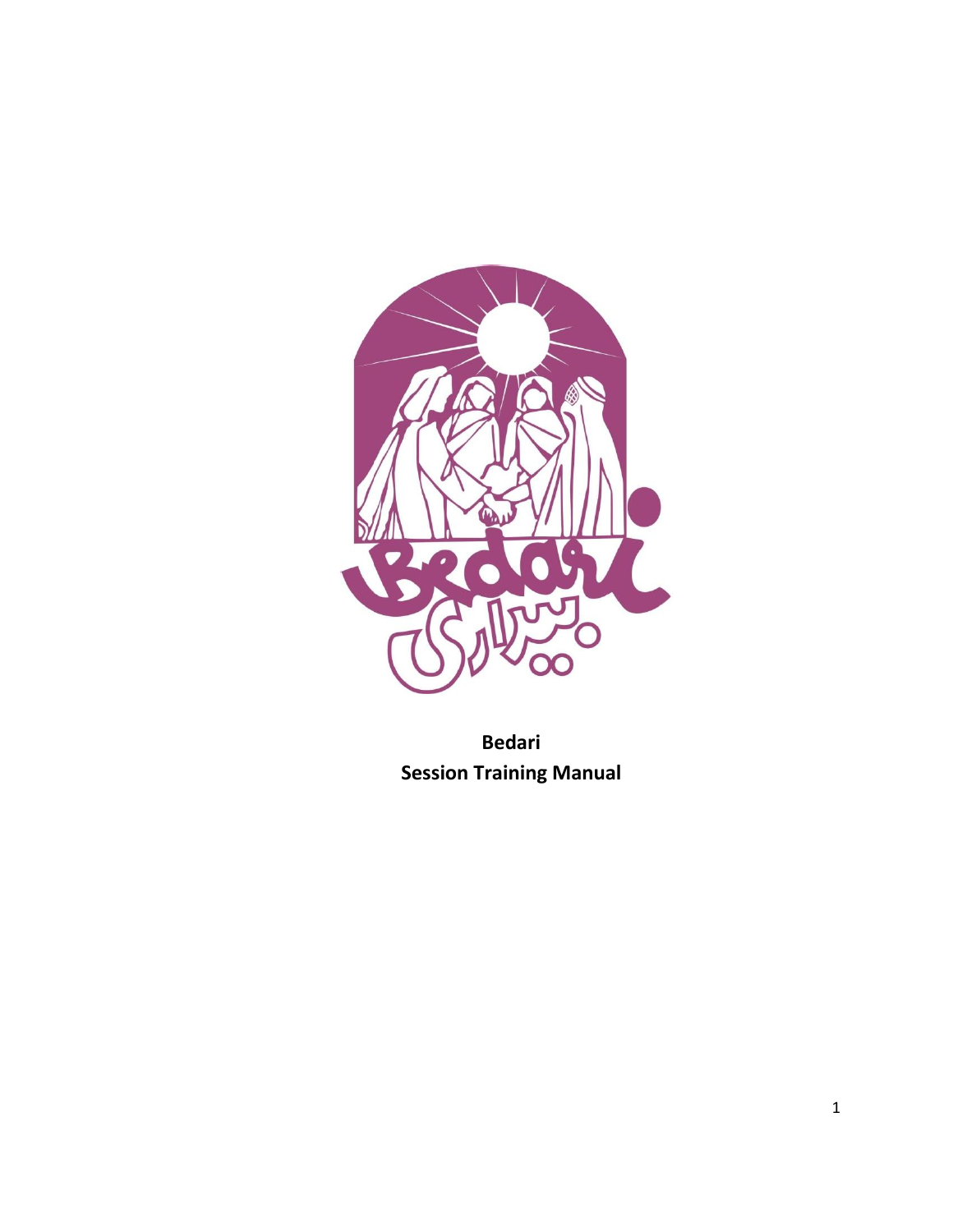**Bedari**
**Session Training Manual**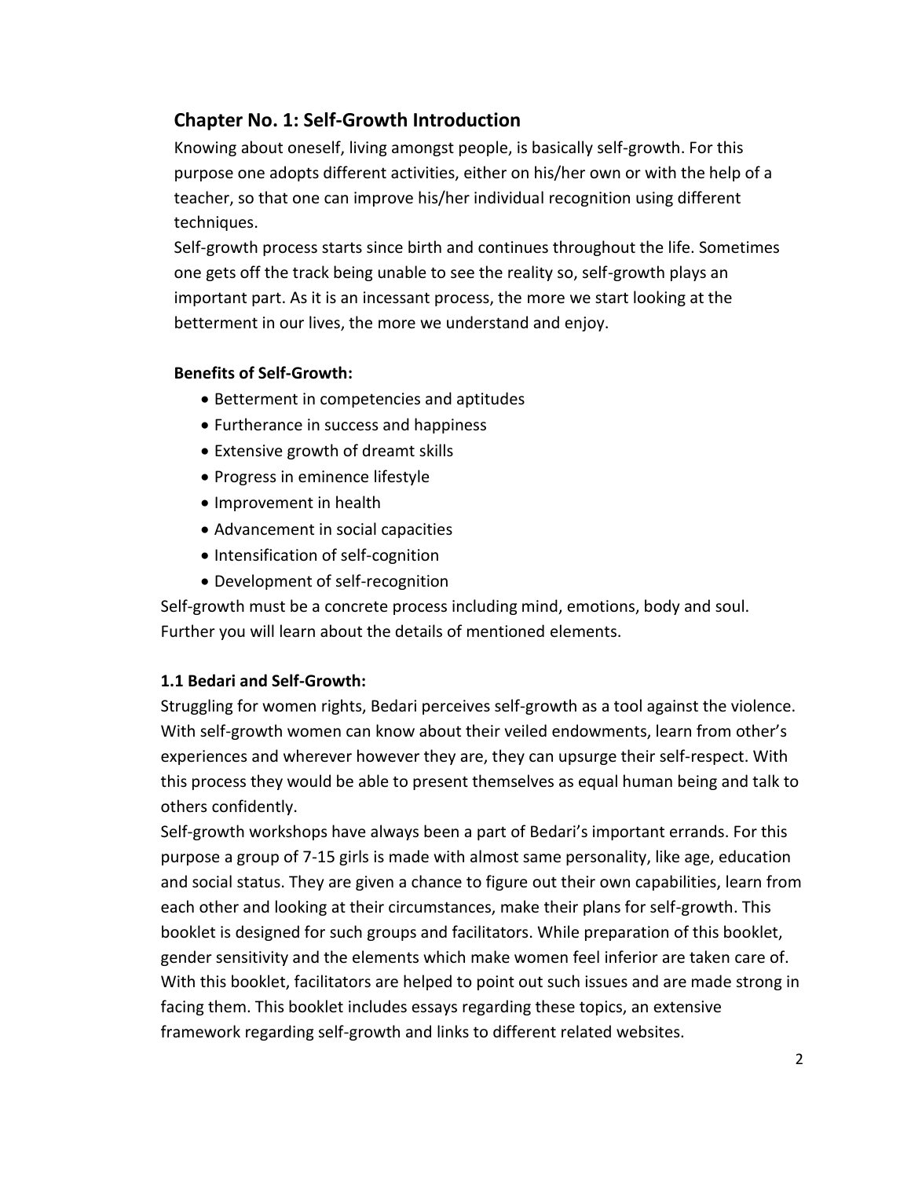## Chapter No. 1: Self-Growth Introduction

Knowing about oneself, living amongst people, is basically self-growth. For this purpose one adopts different activities, either on his/her own or with the help of a teacher, so that one can improve his/her individual recognition using different techniques.

Self-growth process starts since birth and continues throughout the life. Sometimes one gets off the track being unable to see the reality so, self-growth plays an important part. As it is an incessant process, the more we start looking at the betterment in our lives, the more we understand and enjoy.

**Benefits of Self-Growth:**

- Betterment in competencies and aptitudes
- Furtherance in success and happiness
- Extensive growth of dreamt skills
- Progress in eminence lifestyle
- Improvement in health
- Advancement in social capacities
- Intensification of self-cognition
- Development of self-recognition

Self-growth must be a concrete process including mind, emotions, body and soul. Further you will learn about the details of mentioned elements.

### 1.1 Bedari and Self-Growth:

Struggling for women rights, Bedari perceives self-growth as a tool against the violence. With self-growth women can know about their veiled endowments, learn from other's experiences and wherever however they are, they can upsurge their self-respect. With this process they would be able to present themselves as equal human being and talk to others confidently.

Self-growth workshops have always been a part of Bedari's important errands. For this purpose a group of 7-15 girls is made with almost same personality, like age, education and social status. They are given a chance to figure out their own capabilities, learn from each other and looking at their circumstances, make their plans for self-growth. This booklet is designed for such groups and facilitators. While preparation of this booklet, gender sensitivity and the elements which make women feel inferior are taken care of. With this booklet, facilitators are helped to point out such issues and are made strong in facing them. This booklet includes essays regarding these topics, an extensive framework regarding self-growth and links to different related websites.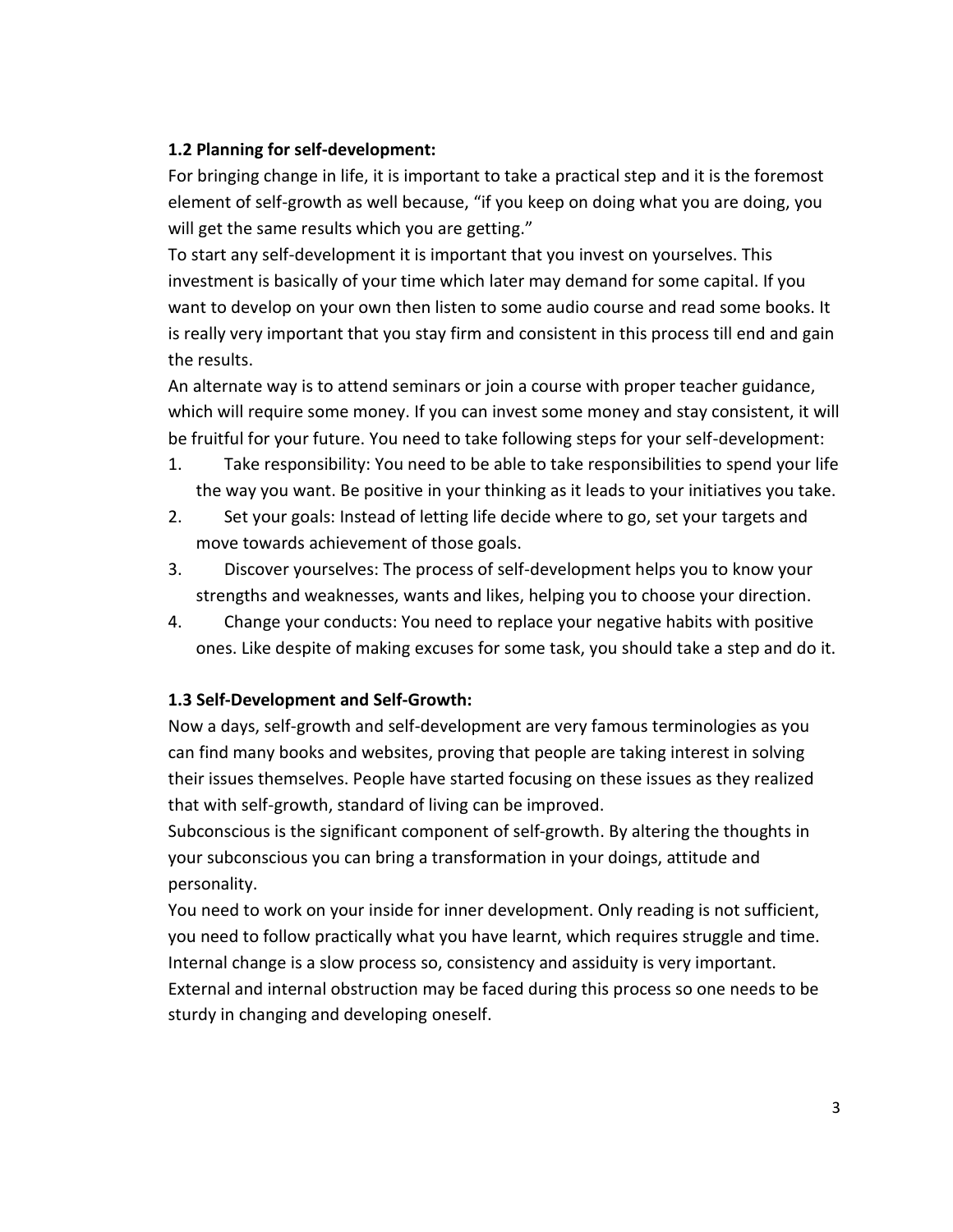### 1.2 Planning for self-development:

For bringing change in life, it is important to take a practical step and it is the foremost element of self-growth as well because, "if you keep on doing what you are doing, you will get the same results which you are getting."

To start any self-development it is important that you invest on yourselves. This investment is basically of your time which later may demand for some capital. If you want to develop on your own then listen to some audio course and read some books. It is really very important that you stay firm and consistent in this process till end and gain the results.

An alternate way is to attend seminars or join a course with proper teacher guidance, which will require some money. If you can invest some money and stay consistent, it will be fruitful for your future. You need to take following steps for your self-development:

1. Take responsibility: You need to be able to take responsibilities to spend your life the way you want. Be positive in your thinking as it leads to your initiatives you take.
2. Set your goals: Instead of letting life decide where to go, set your targets and move towards achievement of those goals.
3. Discover yourselves: The process of self-development helps you to know your strengths and weaknesses, wants and likes, helping you to choose your direction.
4. Change your conducts: You need to replace your negative habits with positive ones. Like despite of making excuses for some task, you should take a step and do it.

### 1.3 Self-Development and Self-Growth:

Now a days, self-growth and self-development are very famous terminologies as you can find many books and websites, proving that people are taking interest in solving their issues themselves. People have started focusing on these issues as they realized that with self-growth, standard of living can be improved.

Subconscious is the significant component of self-growth. By altering the thoughts in your subconscious you can bring a transformation in your doings, attitude and personality.

You need to work on your inside for inner development. Only reading is not sufficient, you need to follow practically what you have learnt, which requires struggle and time. Internal change is a slow process so, consistency and assiduity is very important. External and internal obstruction may be faced during this process so one needs to be sturdy in changing and developing oneself.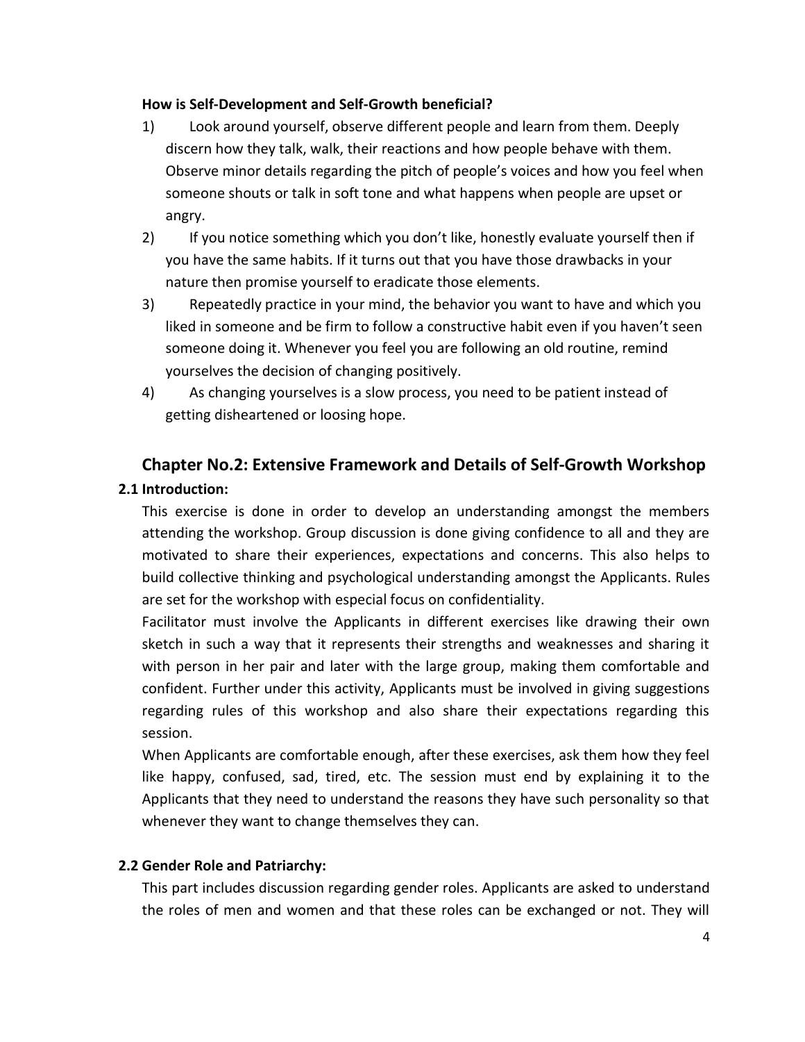**How is Self-Development and Self-Growth beneficial?**

1) Look around yourself, observe different people and learn from them. Deeply discern how they talk, walk, their reactions and how people behave with them. Observe minor details regarding the pitch of people's voices and how you feel when someone shouts or talk in soft tone and what happens when people are upset or angry.
2) If you notice something which you don't like, honestly evaluate yourself then if you have the same habits. If it turns out that you have those drawbacks in your nature then promise yourself to eradicate those elements.
3) Repeatedly practice in your mind, the behavior you want to have and which you liked in someone and be firm to follow a constructive habit even if you haven't seen someone doing it. Whenever you feel you are following an old routine, remind yourselves the decision of changing positively.
4) As changing yourselves is a slow process, you need to be patient instead of getting disheartened or loosing hope.

## Chapter No.2: Extensive Framework and Details of Self-Growth Workshop

### 2.1 Introduction:

This exercise is done in order to develop an understanding amongst the members attending the workshop. Group discussion is done giving confidence to all and they are motivated to share their experiences, expectations and concerns. This also helps to build collective thinking and psychological understanding amongst the Applicants. Rules are set for the workshop with especial focus on confidentiality.

Facilitator must involve the Applicants in different exercises like drawing their own sketch in such a way that it represents their strengths and weaknesses and sharing it with person in her pair and later with the large group, making them comfortable and confident. Further under this activity, Applicants must be involved in giving suggestions regarding rules of this workshop and also share their expectations regarding this session.

When Applicants are comfortable enough, after these exercises, ask them how they feel like happy, confused, sad, tired, etc. The session must end by explaining it to the Applicants that they need to understand the reasons they have such personality so that whenever they want to change themselves they can.

### 2.2 Gender Role and Patriarchy:

This part includes discussion regarding gender roles. Applicants are asked to understand the roles of men and women and that these roles can be exchanged or not. They will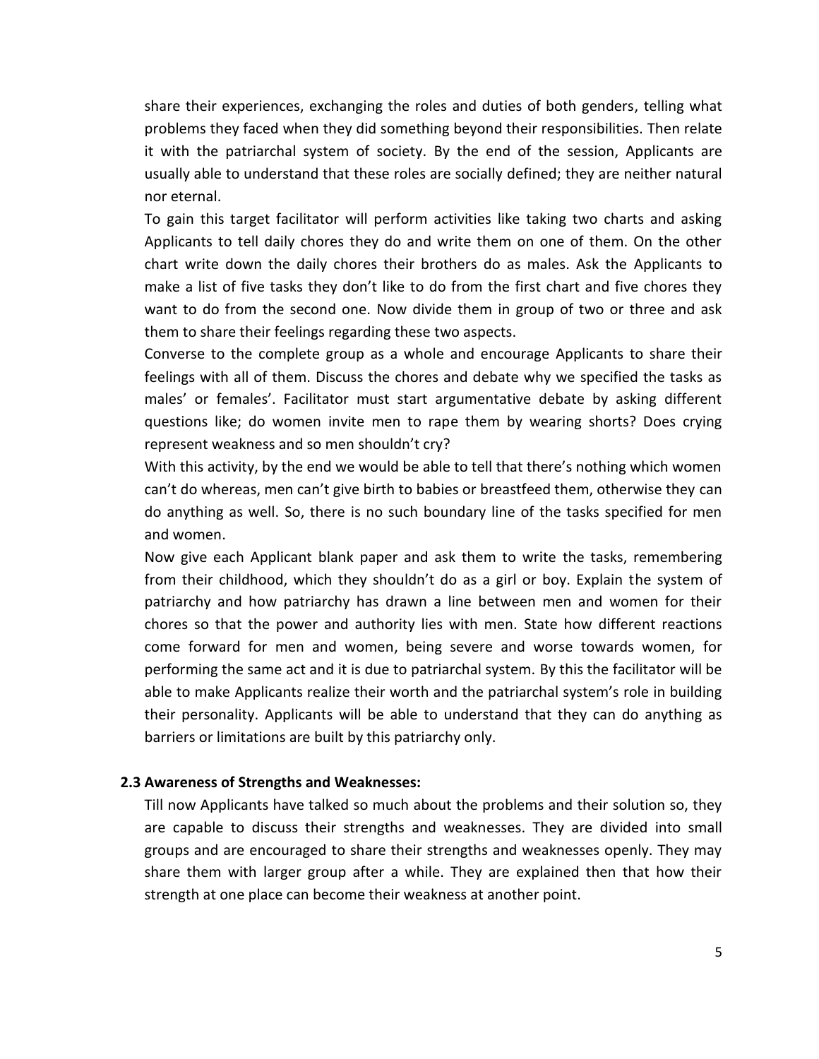share their experiences, exchanging the roles and duties of both genders, telling what problems they faced when they did something beyond their responsibilities. Then relate it with the patriarchal system of society. By the end of the session, Applicants are usually able to understand that these roles are socially defined; they are neither natural nor eternal.

To gain this target facilitator will perform activities like taking two charts and asking Applicants to tell daily chores they do and write them on one of them. On the other chart write down the daily chores their brothers do as males. Ask the Applicants to make a list of five tasks they don't like to do from the first chart and five chores they want to do from the second one. Now divide them in group of two or three and ask them to share their feelings regarding these two aspects.

Converse to the complete group as a whole and encourage Applicants to share their feelings with all of them. Discuss the chores and debate why we specified the tasks as males' or females'. Facilitator must start argumentative debate by asking different questions like; do women invite men to rape them by wearing shorts? Does crying represent weakness and so men shouldn't cry?

With this activity, by the end we would be able to tell that there's nothing which women can't do whereas, men can't give birth to babies or breastfeed them, otherwise they can do anything as well. So, there is no such boundary line of the tasks specified for men and women.

Now give each Applicant blank paper and ask them to write the tasks, remembering from their childhood, which they shouldn't do as a girl or boy. Explain the system of patriarchy and how patriarchy has drawn a line between men and women for their chores so that the power and authority lies with men. State how different reactions come forward for men and women, being severe and worse towards women, for performing the same act and it is due to patriarchal system. By this the facilitator will be able to make Applicants realize their worth and the patriarchal system's role in building their personality. Applicants will be able to understand that they can do anything as barriers or limitations are built by this patriarchy only.

### 2.3 Awareness of Strengths and Weaknesses:

Till now Applicants have talked so much about the problems and their solution so, they are capable to discuss their strengths and weaknesses. They are divided into small groups and are encouraged to share their strengths and weaknesses openly. They may share them with larger group after a while. They are explained then that how their strength at one place can become their weakness at another point.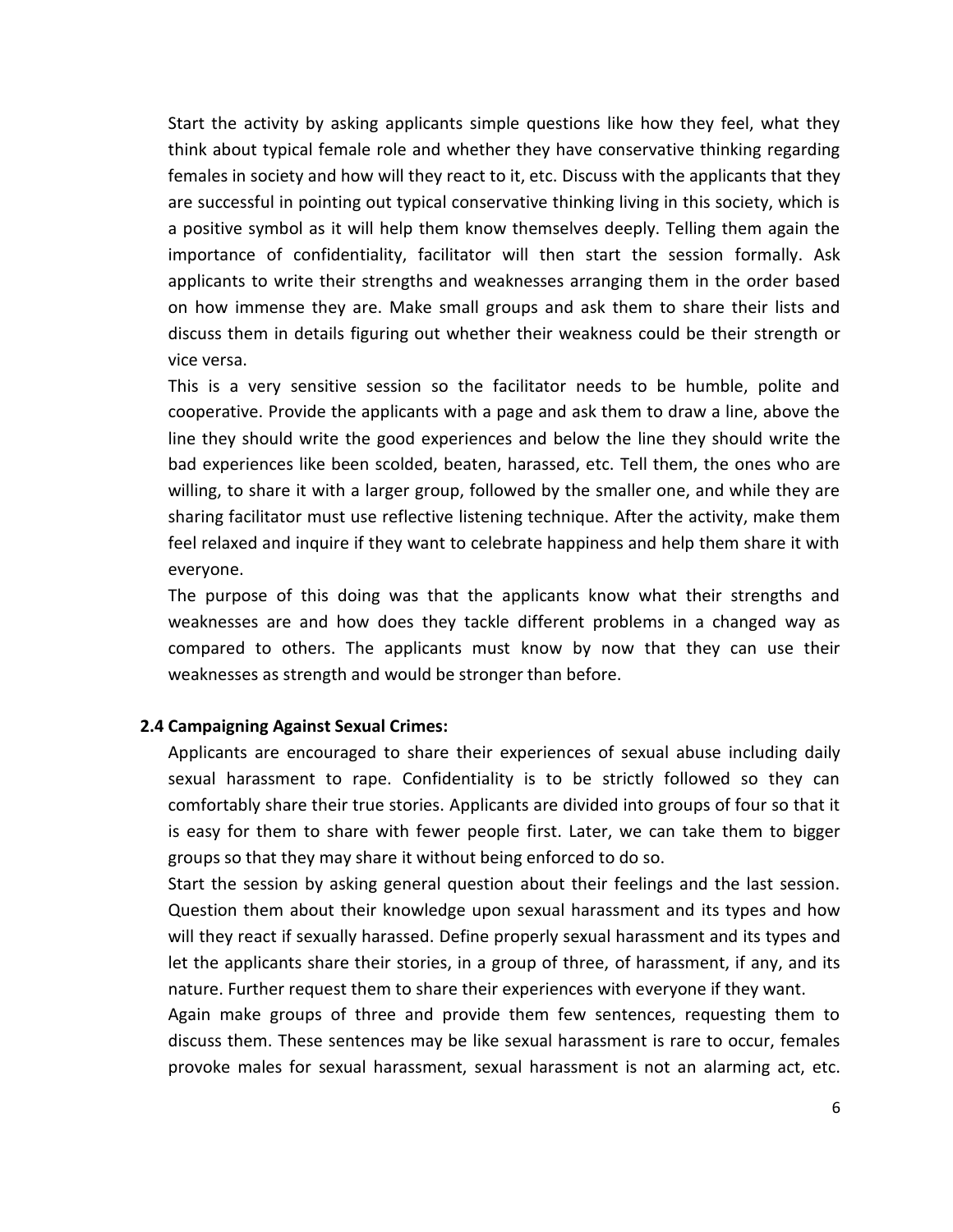Start the activity by asking applicants simple questions like how they feel, what they think about typical female role and whether they have conservative thinking regarding females in society and how will they react to it, etc. Discuss with the applicants that they are successful in pointing out typical conservative thinking living in this society, which is a positive symbol as it will help them know themselves deeply. Telling them again the importance of confidentiality, facilitator will then start the session formally. Ask applicants to write their strengths and weaknesses arranging them in the order based on how immense they are. Make small groups and ask them to share their lists and discuss them in details figuring out whether their weakness could be their strength or vice versa.

This is a very sensitive session so the facilitator needs to be humble, polite and cooperative. Provide the applicants with a page and ask them to draw a line, above the line they should write the good experiences and below the line they should write the bad experiences like been scolded, beaten, harassed, etc. Tell them, the ones who are willing, to share it with a larger group, followed by the smaller one, and while they are sharing facilitator must use reflective listening technique. After the activity, make them feel relaxed and inquire if they want to celebrate happiness and help them share it with everyone.

The purpose of this doing was that the applicants know what their strengths and weaknesses are and how does they tackle different problems in a changed way as compared to others. The applicants must know by now that they can use their weaknesses as strength and would be stronger than before.

### 2.4 Campaigning Against Sexual Crimes:

Applicants are encouraged to share their experiences of sexual abuse including daily sexual harassment to rape. Confidentiality is to be strictly followed so they can comfortably share their true stories. Applicants are divided into groups of four so that it is easy for them to share with fewer people first. Later, we can take them to bigger groups so that they may share it without being enforced to do so.

Start the session by asking general question about their feelings and the last session. Question them about their knowledge upon sexual harassment and its types and how will they react if sexually harassed. Define properly sexual harassment and its types and let the applicants share their stories, in a group of three, of harassment, if any, and its nature. Further request them to share their experiences with everyone if they want.

Again make groups of three and provide them few sentences, requesting them to discuss them. These sentences may be like sexual harassment is rare to occur, females provoke males for sexual harassment, sexual harassment is not an alarming act, etc.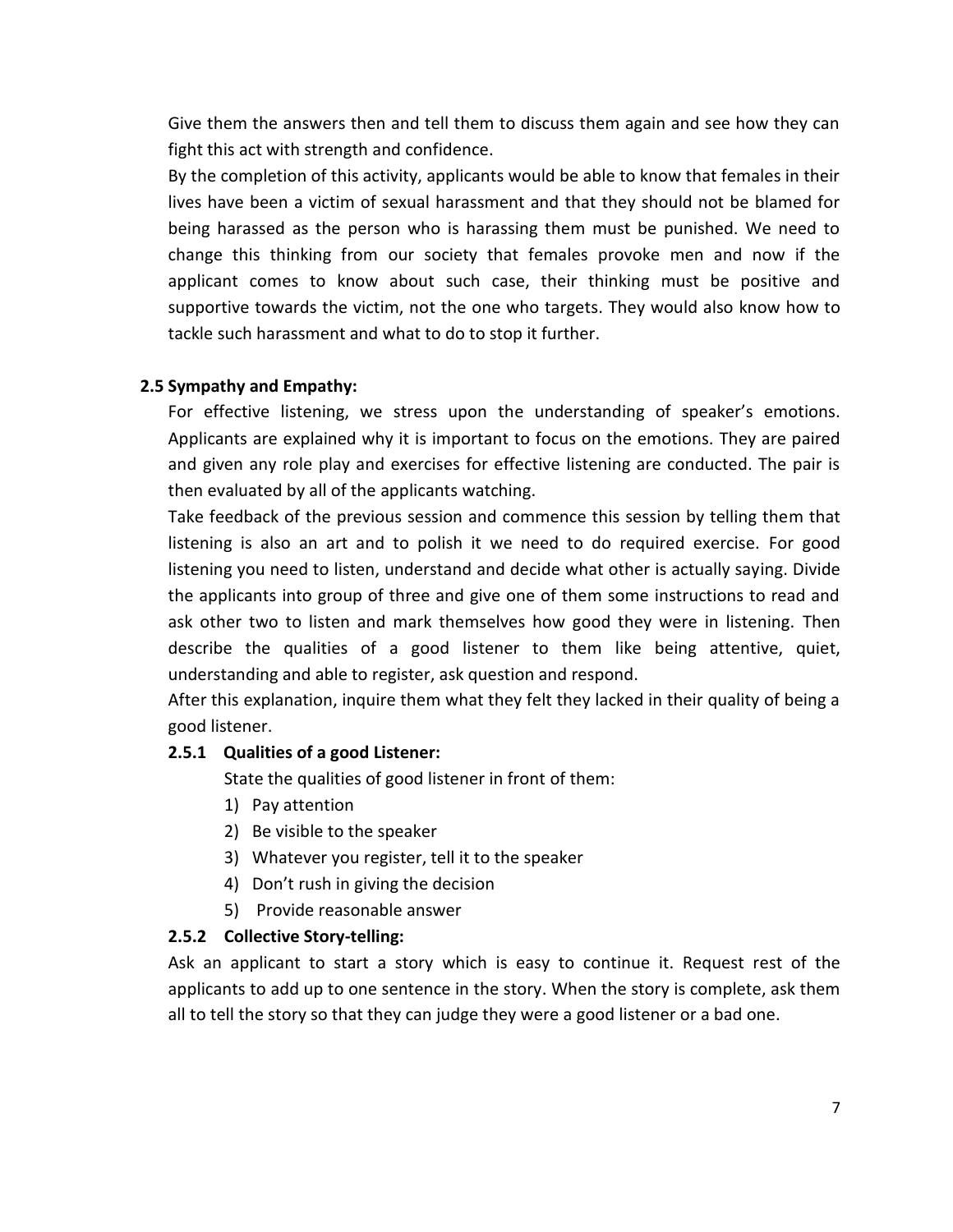Give them the answers then and tell them to discuss them again and see how they can fight this act with strength and confidence.

By the completion of this activity, applicants would be able to know that females in their lives have been a victim of sexual harassment and that they should not be blamed for being harassed as the person who is harassing them must be punished. We need to change this thinking from our society that females provoke men and now if the applicant comes to know about such case, their thinking must be positive and supportive towards the victim, not the one who targets. They would also know how to tackle such harassment and what to do to stop it further.

### 2.5 Sympathy and Empathy:

For effective listening, we stress upon the understanding of speaker's emotions. Applicants are explained why it is important to focus on the emotions. They are paired and given any role play and exercises for effective listening are conducted. The pair is then evaluated by all of the applicants watching.

Take feedback of the previous session and commence this session by telling them that listening is also an art and to polish it we need to do required exercise. For good listening you need to listen, understand and decide what other is actually saying. Divide the applicants into group of three and give one of them some instructions to read and ask other two to listen and mark themselves how good they were in listening. Then describe the qualities of a good listener to them like being attentive, quiet, understanding and able to register, ask question and respond.

After this explanation, inquire them what they felt they lacked in their quality of being a good listener.

#### 2.5.1 Qualities of a good Listener:

State the qualities of good listener in front of them:

1) Pay attention
2) Be visible to the speaker
3) Whatever you register, tell it to the speaker
4) Don't rush in giving the decision
5) Provide reasonable answer

#### 2.5.2 Collective Story-telling:

Ask an applicant to start a story which is easy to continue it. Request rest of the applicants to add up to one sentence in the story. When the story is complete, ask them all to tell the story so that they can judge they were a good listener or a bad one.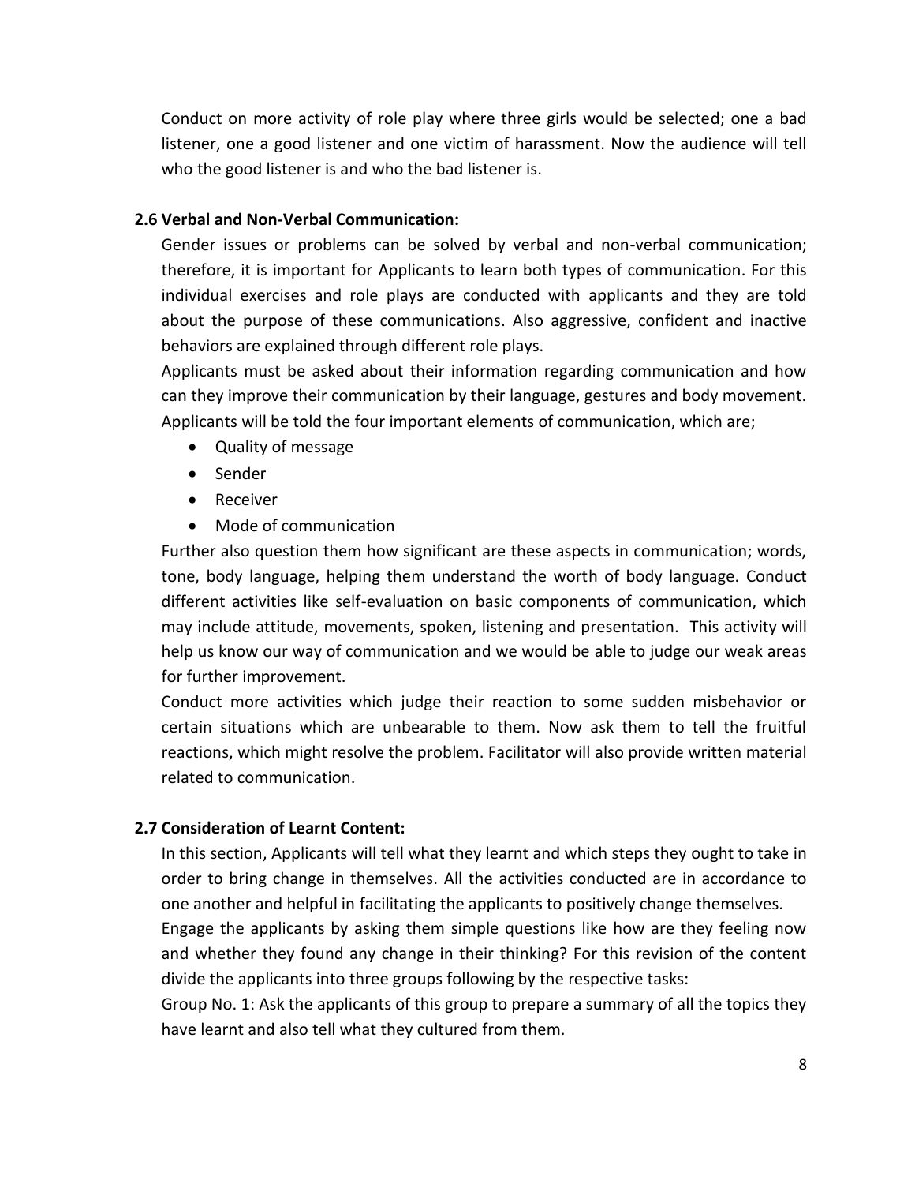Conduct on more activity of role play where three girls would be selected; one a bad listener, one a good listener and one victim of harassment. Now the audience will tell who the good listener is and who the bad listener is.

**2.6 Verbal and Non-Verbal Communication:**

Gender issues or problems can be solved by verbal and non-verbal communication; therefore, it is important for Applicants to learn both types of communication. For this individual exercises and role plays are conducted with applicants and they are told about the purpose of these communications. Also aggressive, confident and inactive behaviors are explained through different role plays.

Applicants must be asked about their information regarding communication and how can they improve their communication by their language, gestures and body movement. Applicants will be told the four important elements of communication, which are;

- Quality of message
- Sender
- Receiver
- Mode of communication

Further also question them how significant are these aspects in communication; words, tone, body language, helping them understand the worth of body language. Conduct different activities like self-evaluation on basic components of communication, which may include attitude, movements, spoken, listening and presentation. This activity will help us know our way of communication and we would be able to judge our weak areas for further improvement.

Conduct more activities which judge their reaction to some sudden misbehavior or certain situations which are unbearable to them. Now ask them to tell the fruitful reactions, which might resolve the problem. Facilitator will also provide written material related to communication.

**2.7 Consideration of Learnt Content:**

In this section, Applicants will tell what they learnt and which steps they ought to take in order to bring change in themselves. All the activities conducted are in accordance to one another and helpful in facilitating the applicants to positively change themselves.

Engage the applicants by asking them simple questions like how are they feeling now and whether they found any change in their thinking? For this revision of the content divide the applicants into three groups following by the respective tasks:

Group No. 1: Ask the applicants of this group to prepare a summary of all the topics they have learnt and also tell what they cultured from them.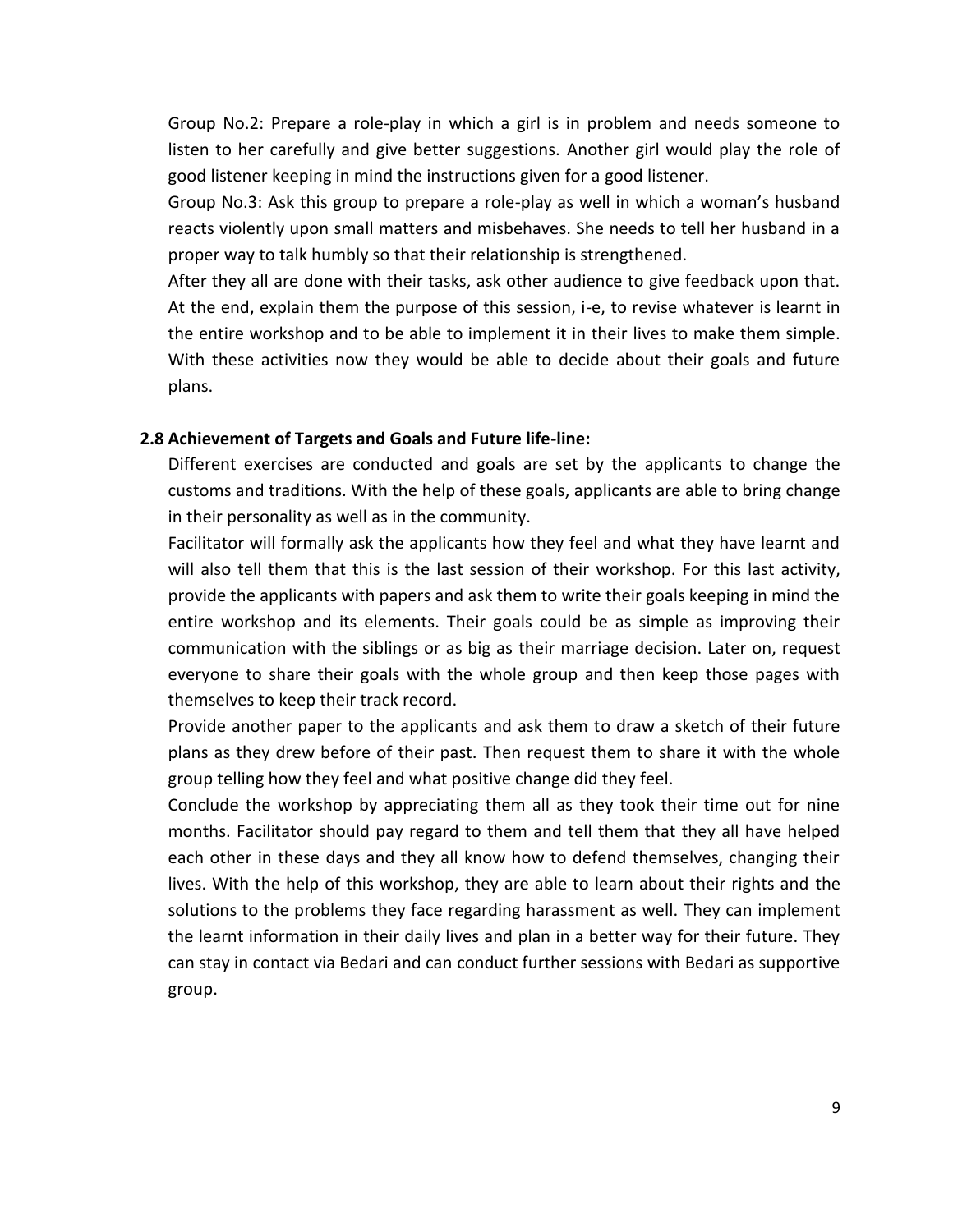Group No.2: Prepare a role-play in which a girl is in problem and needs someone to listen to her carefully and give better suggestions. Another girl would play the role of good listener keeping in mind the instructions given for a good listener.

Group No.3: Ask this group to prepare a role-play as well in which a woman's husband reacts violently upon small matters and misbehaves. She needs to tell her husband in a proper way to talk humbly so that their relationship is strengthened.

After they all are done with their tasks, ask other audience to give feedback upon that. At the end, explain them the purpose of this session, i-e, to revise whatever is learnt in the entire workshop and to be able to implement it in their lives to make them simple. With these activities now they would be able to decide about their goals and future plans.

**2.8 Achievement of Targets and Goals and Future life-line:**

Different exercises are conducted and goals are set by the applicants to change the customs and traditions. With the help of these goals, applicants are able to bring change in their personality as well as in the community.

Facilitator will formally ask the applicants how they feel and what they have learnt and will also tell them that this is the last session of their workshop. For this last activity, provide the applicants with papers and ask them to write their goals keeping in mind the entire workshop and its elements. Their goals could be as simple as improving their communication with the siblings or as big as their marriage decision. Later on, request everyone to share their goals with the whole group and then keep those pages with themselves to keep their track record.

Provide another paper to the applicants and ask them to draw a sketch of their future plans as they drew before of their past. Then request them to share it with the whole group telling how they feel and what positive change did they feel.

Conclude the workshop by appreciating them all as they took their time out for nine months. Facilitator should pay regard to them and tell them that they all have helped each other in these days and they all know how to defend themselves, changing their lives. With the help of this workshop, they are able to learn about their rights and the solutions to the problems they face regarding harassment as well. They can implement the learnt information in their daily lives and plan in a better way for their future. They can stay in contact via Bedari and can conduct further sessions with Bedari as supportive group.